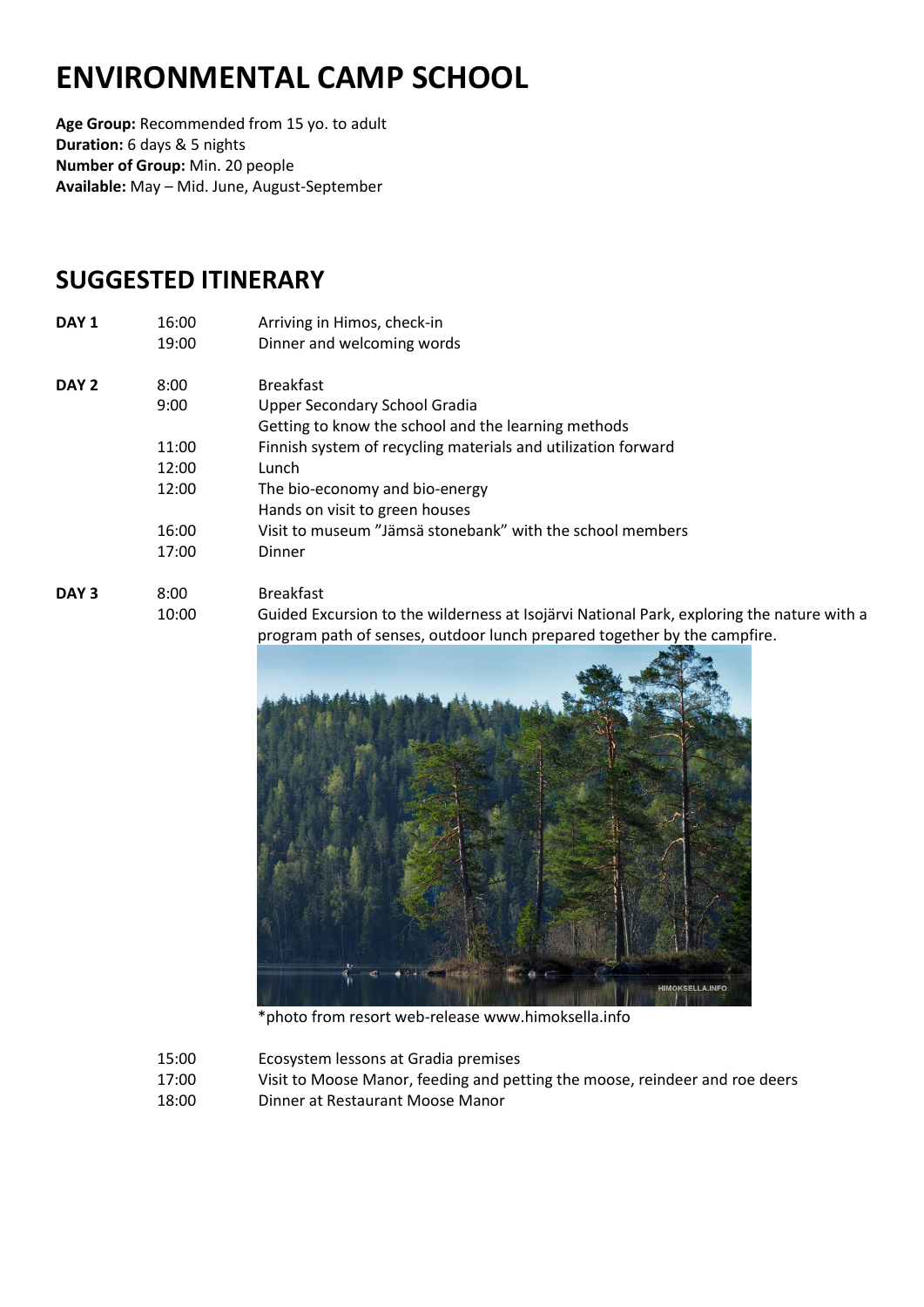# ENVIRONMENTAL CAMP SCHOOL

**Age Group:** Recommended from 15 yo. to adult
**Duration:** 6 days & 5 nights
**Number of Group:** Min. 20 people
**Available:** May – Mid. June, August-September

## SUGGESTED ITINERARY

| | | |
|---|---|---|
| **DAY 1** | 16:00 | Arriving in Himos, check-in |
| | 19:00 | Dinner and welcoming words |
| **DAY 2** | 8:00 | Breakfast |
| | 9:00 | Upper Secondary School Gradia<br>Getting to know the school and the learning methods |
| | 11:00 | Finnish system of recycling materials and utilization forward |
| | 12:00 | Lunch |
| | 12:00 | The bio-economy and bio-energy<br>Hands on visit to green houses |
| | 16:00 | Visit to museum "Jämsä stonebank" with the school members |
| | 17:00 | Dinner |
| **DAY 3** | 8:00 | Breakfast |
| | 10:00 | Guided Excursion to the wilderness at Isojärvi National Park, exploring the nature with a program path of senses, outdoor lunch prepared together by the campfire. |

*photo from resort web-release www.himoksella.info

| | | |
|---|---|---|
| | 15:00 | Ecosystem lessons at Gradia premises |
| | 17:00 | Visit to Moose Manor, feeding and petting the moose, reindeer and roe deers |
| | 18:00 | Dinner at Restaurant Moose Manor |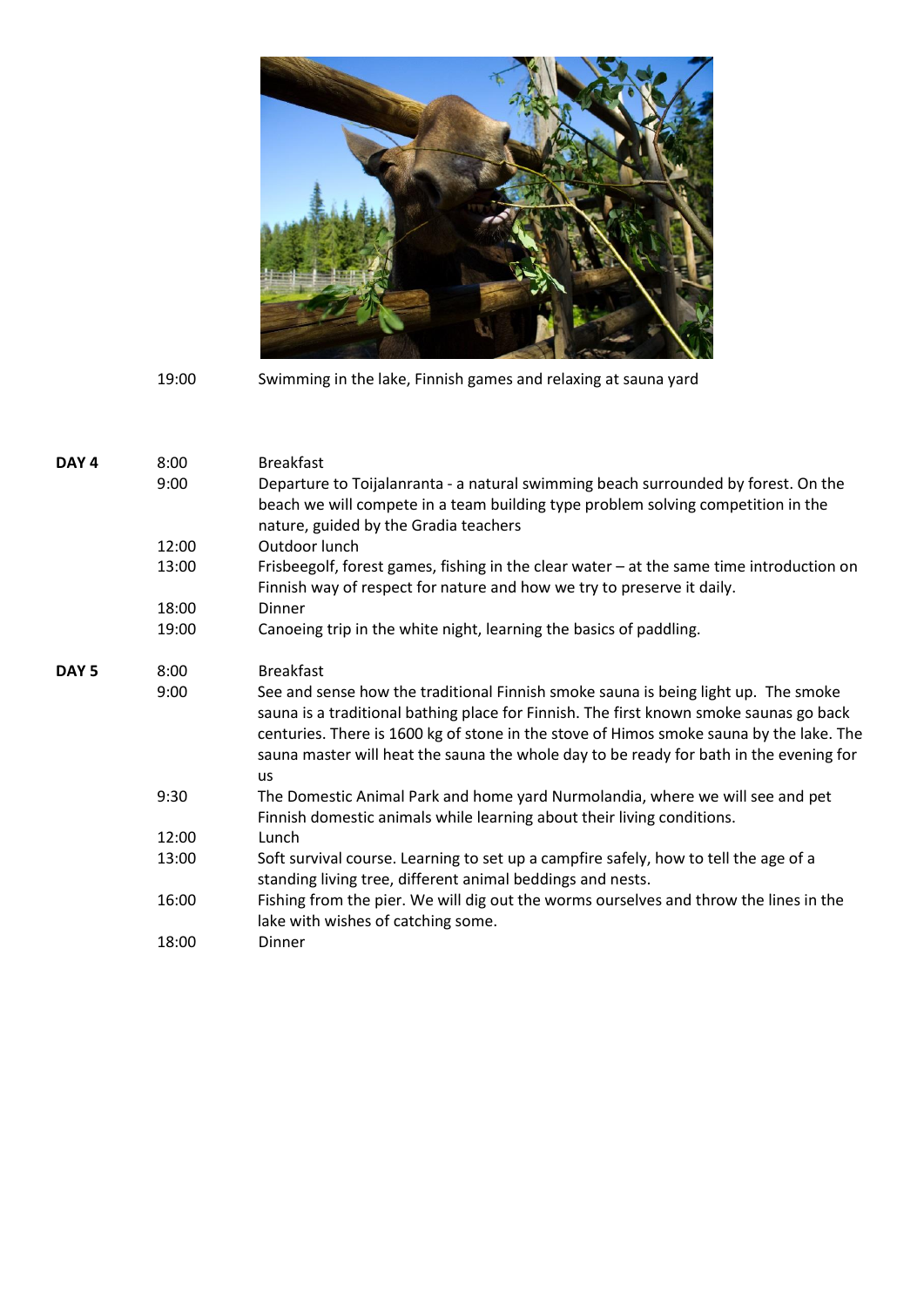| | | |
|---|---|---|
| | 19:00 | Swimming in the lake, Finnish games and relaxing at sauna yard |
| **DAY 4** | 8:00 | Breakfast |
| | 9:00 | Departure to Toijalanranta - a natural swimming beach surrounded by forest. On the beach we will compete in a team building type problem solving competition in the nature, guided by the Gradia teachers |
| | 12:00 | Outdoor lunch |
| | 13:00 | Frisbeegolf, forest games, fishing in the clear water – at the same time introduction on Finnish way of respect for nature and how we try to preserve it daily. |
| | 18:00 | Dinner |
| | 19:00 | Canoeing trip in the white night, learning the basics of paddling. |
| **DAY 5** | 8:00 | Breakfast |
| | 9:00 | See and sense how the traditional Finnish smoke sauna is being light up. The smoke sauna is a traditional bathing place for Finnish. The first known smoke saunas go back centuries. There is 1600 kg of stone in the stove of Himos smoke sauna by the lake. The sauna master will heat the sauna the whole day to be ready for bath in the evening for us |
| | 9:30 | The Domestic Animal Park and home yard Nurmolandia, where we will see and pet Finnish domestic animals while learning about their living conditions. |
| | 12:00 | Lunch |
| | 13:00 | Soft survival course. Learning to set up a campfire safely, how to tell the age of a standing living tree, different animal beddings and nests. |
| | 16:00 | Fishing from the pier. We will dig out the worms ourselves and throw the lines in the lake with wishes of catching some. |
| | 18:00 | Dinner |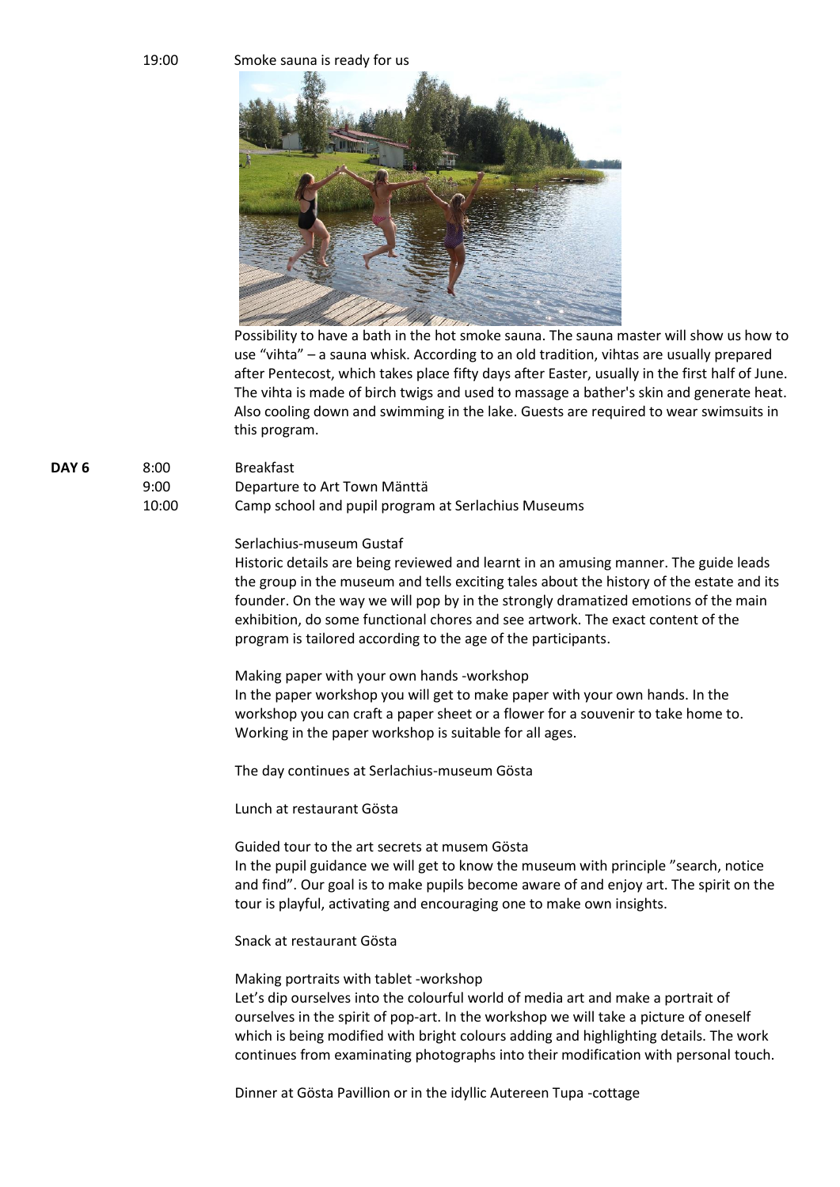19:00 Smoke sauna is ready for us

Possibility to have a bath in the hot smoke sauna. The sauna master will show us how to use "vihta" – a sauna whisk. According to an old tradition, vihtas are usually prepared after Pentecost, which takes place fifty days after Easter, usually in the first half of June. The vihta is made of birch twigs and used to massage a bather's skin and generate heat. Also cooling down and swimming in the lake. Guests are required to wear swimsuits in this program.

**DAY 6**

8:00 Breakfast

9:00 Departure to Art Town Mänttä

10:00 Camp school and pupil program at Serlachius Museums

Serlachius-museum Gustaf

Historic details are being reviewed and learnt in an amusing manner. The guide leads the group in the museum and tells exciting tales about the history of the estate and its founder. On the way we will pop by in the strongly dramatized emotions of the main exhibition, do some functional chores and see artwork. The exact content of the program is tailored according to the age of the participants.

Making paper with your own hands -workshop

In the paper workshop you will get to make paper with your own hands. In the workshop you can craft a paper sheet or a flower for a souvenir to take home to. Working in the paper workshop is suitable for all ages.

The day continues at Serlachius-museum Gösta

Lunch at restaurant Gösta

Guided tour to the art secrets at musem Gösta

In the pupil guidance we will get to know the museum with principle "search, notice and find". Our goal is to make pupils become aware of and enjoy art. The spirit on the tour is playful, activating and encouraging one to make own insights.

Snack at restaurant Gösta

Making portraits with tablet -workshop

Let's dip ourselves into the colourful world of media art and make a portrait of ourselves in the spirit of pop-art. In the workshop we will take a picture of oneself which is being modified with bright colours adding and highlighting details. The work continues from examinating photographs into their modification with personal touch.

Dinner at Gösta Pavillion or in the idyllic Autereen Tupa -cottage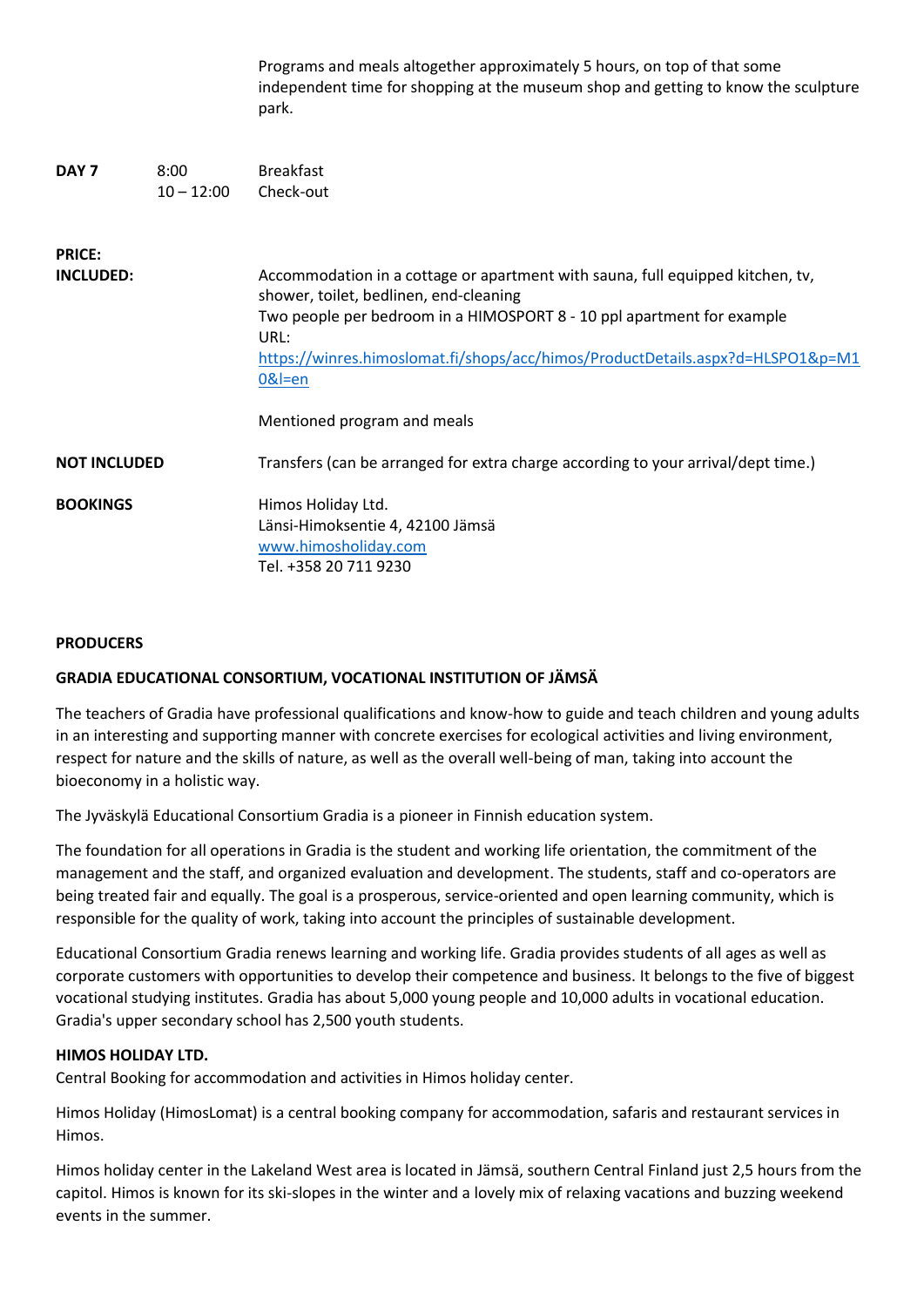Programs and meals altogether approximately 5 hours, on top of that some independent time for shopping at the museum shop and getting to know the sculpture park.

| | | |
|---|---|---|
| **DAY 7** | 8:00 | Breakfast |
| | 10 – 12:00 | Check-out |

**PRICE:**

**INCLUDED:**

Accommodation in a cottage or apartment with sauna, full equipped kitchen, tv, shower, toilet, bedlinen, end-cleaning
Two people per bedroom in a HIMOSPORT 8 - 10 ppl apartment for example
URL:
https://winres.himoslomat.fi/shops/acc/himos/ProductDetails.aspx?d=HLSPO1&p=M10&l=en

Mentioned program and meals

**NOT INCLUDED**

Transfers (can be arranged for extra charge according to your arrival/dept time.)

**BOOKINGS**

Himos Holiday Ltd.
Länsi-Himoksentie 4, 42100 Jämsä
www.himosholiday.com
Tel. +358 20 711 9230

**PRODUCERS**

**GRADIA EDUCATIONAL CONSORTIUM, VOCATIONAL INSTITUTION OF JÄMSÄ**

The teachers of Gradia have professional qualifications and know-how to guide and teach children and young adults in an interesting and supporting manner with concrete exercises for ecological activities and living environment, respect for nature and the skills of nature, as well as the overall well-being of man, taking into account the bioeconomy in a holistic way.

The Jyväskylä Educational Consortium Gradia is a pioneer in Finnish education system.

The foundation for all operations in Gradia is the student and working life orientation, the commitment of the management and the staff, and organized evaluation and development. The students, staff and co-operators are being treated fair and equally. The goal is a prosperous, service-oriented and open learning community, which is responsible for the quality of work, taking into account the principles of sustainable development.

Educational Consortium Gradia renews learning and working life. Gradia provides students of all ages as well as corporate customers with opportunities to develop their competence and business. It belongs to the five of biggest vocational studying institutes. Gradia has about 5,000 young people and 10,000 adults in vocational education. Gradia's upper secondary school has 2,500 youth students.

**HIMOS HOLIDAY LTD.**
Central Booking for accommodation and activities in Himos holiday center.

Himos Holiday (HimosLomat) is a central booking company for accommodation, safaris and restaurant services in Himos.

Himos holiday center in the Lakeland West area is located in Jämsä, southern Central Finland just 2,5 hours from the capitol. Himos is known for its ski-slopes in the winter and a lovely mix of relaxing vacations and buzzing weekend events in the summer.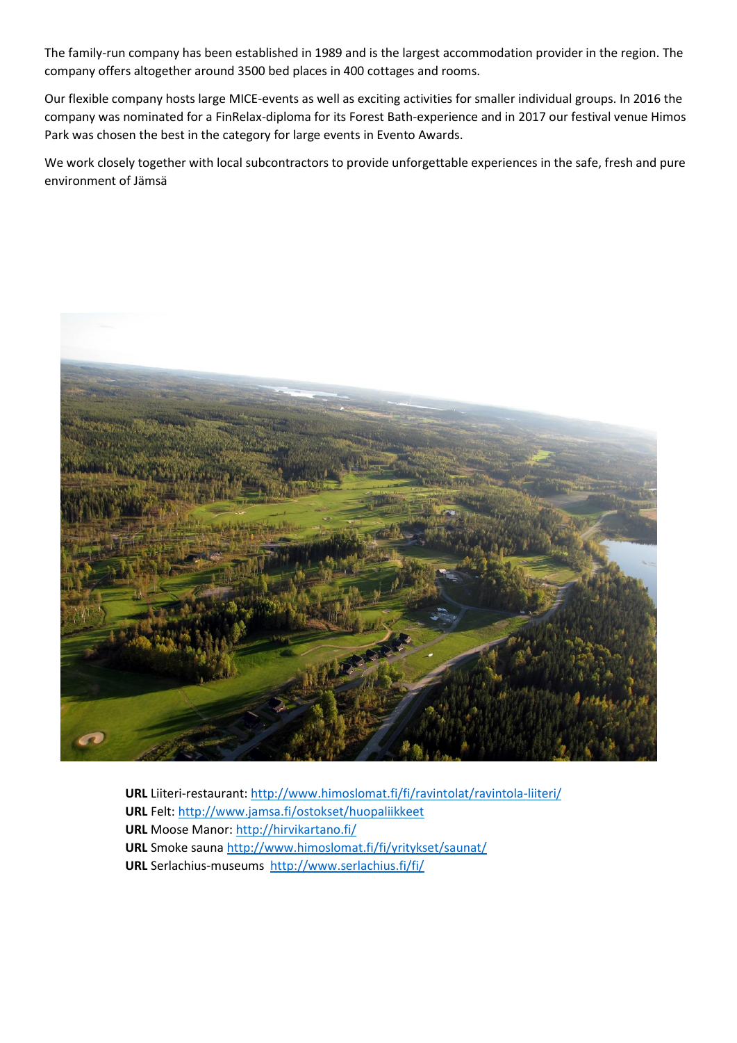The family-run company has been established in 1989 and is the largest accommodation provider in the region. The company offers altogether around 3500 bed places in 400 cottages and rooms.

Our flexible company hosts large MICE-events as well as exciting activities for smaller individual groups. In 2016 the company was nominated for a FinRelax-diploma for its Forest Bath-experience and in 2017 our festival venue Himos Park was chosen the best in the category for large events in Evento Awards.

We work closely together with local subcontractors to provide unforgettable experiences in the safe, fresh and pure environment of Jämsä

**URL** Liiteri-restaurant: http://www.himoslomat.fi/fi/ravintolat/ravintola-liiteri/
**URL** Felt: http://www.jamsa.fi/ostokset/huopaliikkeet
**URL** Moose Manor: http://hirvikartano.fi/
**URL** Smoke sauna http://www.himoslomat.fi/fi/yritykset/saunat/
**URL** Serlachius-museums http://www.serlachius.fi/fi/